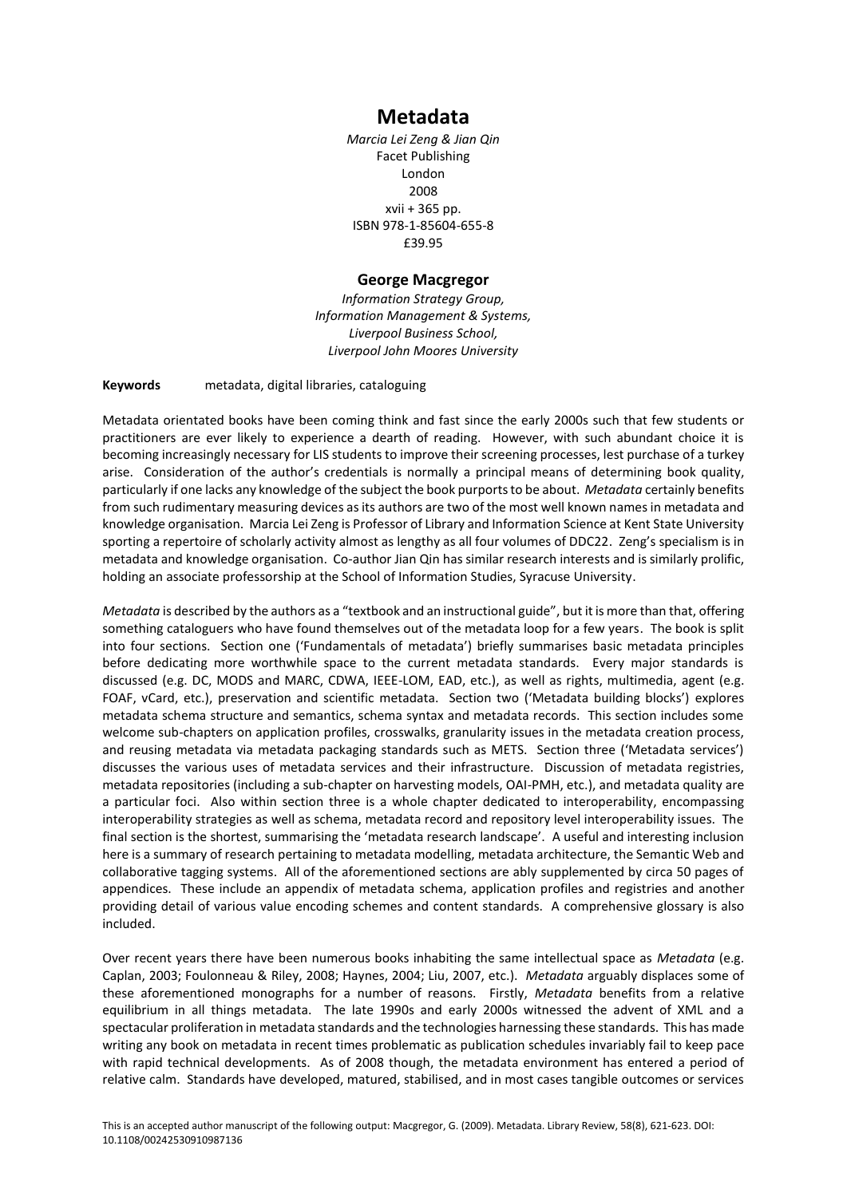# Metadata

*Marcia Lei Zeng & Jian Qin*
Facet Publishing
London
2008
xvii + 365 pp.
ISBN 978-1-85604-655-8
£39.95

### George Macgregor

*Information Strategy Group,*
*Information Management & Systems,*
*Liverpool Business School,*
*Liverpool John Moores University*

**Keywords** metadata, digital libraries, cataloguing

Metadata orientated books have been coming think and fast since the early 2000s such that few students or practitioners are ever likely to experience a dearth of reading. However, with such abundant choice it is becoming increasingly necessary for LIS students to improve their screening processes, lest purchase of a turkey arise. Consideration of the author's credentials is normally a principal means of determining book quality, particularly if one lacks any knowledge of the subject the book purports to be about. *Metadata* certainly benefits from such rudimentary measuring devices as its authors are two of the most well known names in metadata and knowledge organisation. Marcia Lei Zeng is Professor of Library and Information Science at Kent State University sporting a repertoire of scholarly activity almost as lengthy as all four volumes of DDC22. Zeng's specialism is in metadata and knowledge organisation. Co-author Jian Qin has similar research interests and is similarly prolific, holding an associate professorship at the School of Information Studies, Syracuse University.

*Metadata* is described by the authors as a "textbook and an instructional guide", but it is more than that, offering something cataloguers who have found themselves out of the metadata loop for a few years. The book is split into four sections. Section one ('Fundamentals of metadata') briefly summarises basic metadata principles before dedicating more worthwhile space to the current metadata standards. Every major standards is discussed (e.g. DC, MODS and MARC, CDWA, IEEE-LOM, EAD, etc.), as well as rights, multimedia, agent (e.g. FOAF, vCard, etc.), preservation and scientific metadata. Section two ('Metadata building blocks') explores metadata schema structure and semantics, schema syntax and metadata records. This section includes some welcome sub-chapters on application profiles, crosswalks, granularity issues in the metadata creation process, and reusing metadata via metadata packaging standards such as METS. Section three ('Metadata services') discusses the various uses of metadata services and their infrastructure. Discussion of metadata registries, metadata repositories (including a sub-chapter on harvesting models, OAI-PMH, etc.), and metadata quality are a particular foci. Also within section three is a whole chapter dedicated to interoperability, encompassing interoperability strategies as well as schema, metadata record and repository level interoperability issues. The final section is the shortest, summarising the 'metadata research landscape'. A useful and interesting inclusion here is a summary of research pertaining to metadata modelling, metadata architecture, the Semantic Web and collaborative tagging systems. All of the aforementioned sections are ably supplemented by circa 50 pages of appendices. These include an appendix of metadata schema, application profiles and registries and another providing detail of various value encoding schemes and content standards. A comprehensive glossary is also included.

Over recent years there have been numerous books inhabiting the same intellectual space as *Metadata* (e.g. Caplan, 2003; Foulonneau & Riley, 2008; Haynes, 2004; Liu, 2007, etc.). *Metadata* arguably displaces some of these aforementioned monographs for a number of reasons. Firstly, *Metadata* benefits from a relative equilibrium in all things metadata. The late 1990s and early 2000s witnessed the advent of XML and a spectacular proliferation in metadata standards and the technologies harnessing these standards. This has made writing any book on metadata in recent times problematic as publication schedules invariably fail to keep pace with rapid technical developments. As of 2008 though, the metadata environment has entered a period of relative calm. Standards have developed, matured, stabilised, and in most cases tangible outcomes or services

This is an accepted author manuscript of the following output: Macgregor, G. (2009). Metadata. Library Review, 58(8), 621-623. DOI: 10.1108/00242530910987136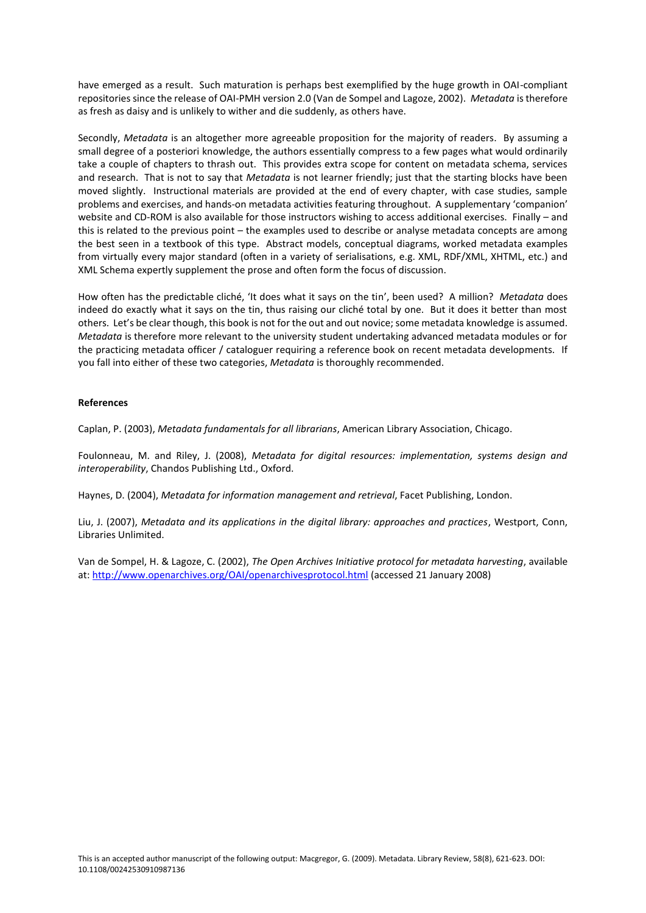have emerged as a result. Such maturation is perhaps best exemplified by the huge growth in OAI-compliant repositories since the release of OAI-PMH version 2.0 (Van de Sompel and Lagoze, 2002). *Metadata* is therefore as fresh as daisy and is unlikely to wither and die suddenly, as others have.

Secondly, *Metadata* is an altogether more agreeable proposition for the majority of readers. By assuming a small degree of a posteriori knowledge, the authors essentially compress to a few pages what would ordinarily take a couple of chapters to thrash out. This provides extra scope for content on metadata schema, services and research. That is not to say that *Metadata* is not learner friendly; just that the starting blocks have been moved slightly. Instructional materials are provided at the end of every chapter, with case studies, sample problems and exercises, and hands-on metadata activities featuring throughout. A supplementary 'companion' website and CD-ROM is also available for those instructors wishing to access additional exercises. Finally – and this is related to the previous point – the examples used to describe or analyse metadata concepts are among the best seen in a textbook of this type. Abstract models, conceptual diagrams, worked metadata examples from virtually every major standard (often in a variety of serialisations, e.g. XML, RDF/XML, XHTML, etc.) and XML Schema expertly supplement the prose and often form the focus of discussion.

How often has the predictable cliché, 'It does what it says on the tin', been used? A million? *Metadata* does indeed do exactly what it says on the tin, thus raising our cliché total by one. But it does it better than most others. Let's be clear though, this book is not for the out and out novice; some metadata knowledge is assumed. *Metadata* is therefore more relevant to the university student undertaking advanced metadata modules or for the practicing metadata officer / cataloguer requiring a reference book on recent metadata developments. If you fall into either of these two categories, *Metadata* is thoroughly recommended.

**References**

Caplan, P. (2003), *Metadata fundamentals for all librarians*, American Library Association, Chicago.

Foulonneau, M. and Riley, J. (2008), *Metadata for digital resources: implementation, systems design and interoperability*, Chandos Publishing Ltd., Oxford.

Haynes, D. (2004), *Metadata for information management and retrieval*, Facet Publishing, London.

Liu, J. (2007), *Metadata and its applications in the digital library: approaches and practices*, Westport, Conn, Libraries Unlimited.

Van de Sompel, H. & Lagoze, C. (2002), *The Open Archives Initiative protocol for metadata harvesting*, available at: http://www.openarchives.org/OAI/openarchivesprotocol.html (accessed 21 January 2008)

This is an accepted author manuscript of the following output: Macgregor, G. (2009). Metadata. Library Review, 58(8), 621-623. DOI: 10.1108/00242530910987136